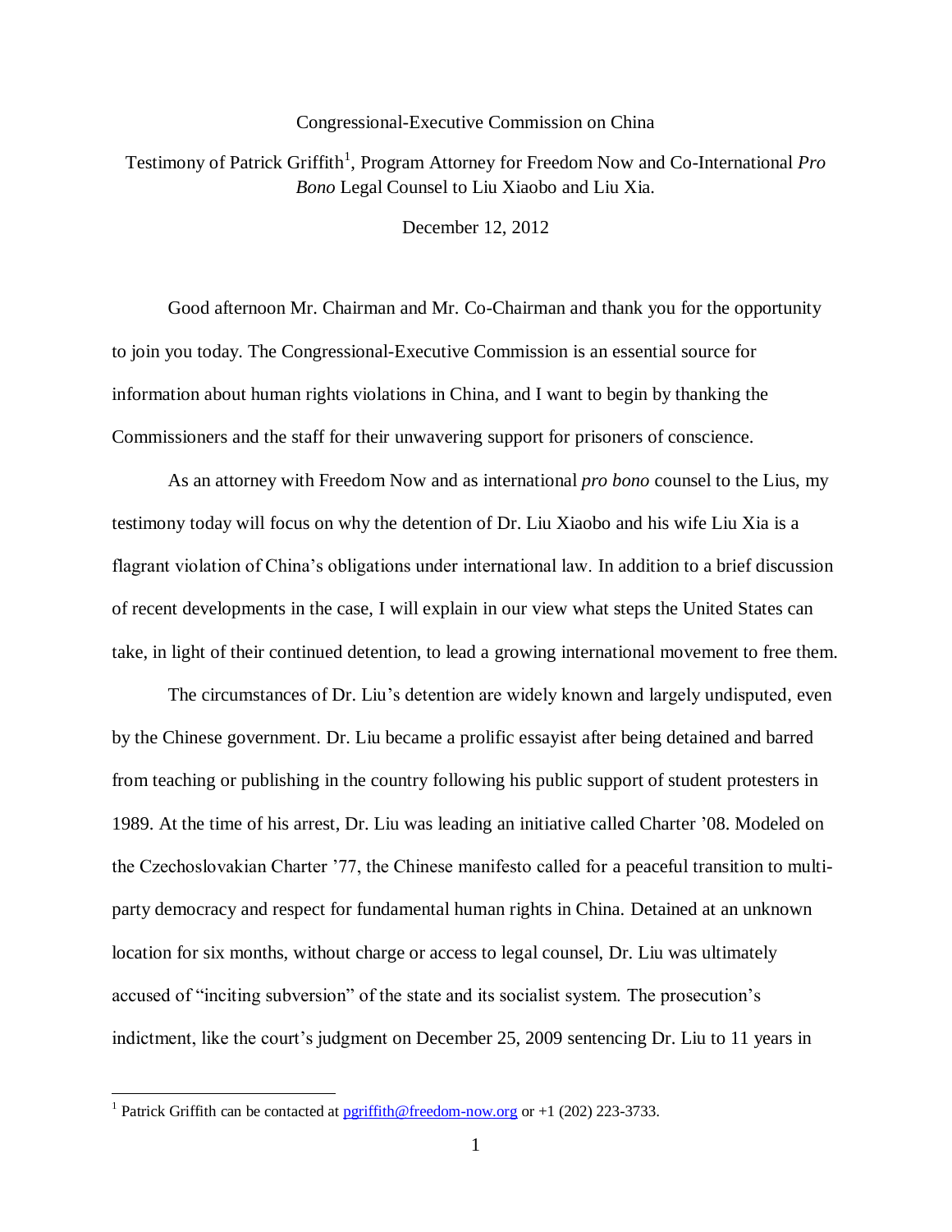Congressional-Executive Commission on China

Testimony of Patrick Griffith[1], Program Attorney for Freedom Now and Co-International *Pro Bono* Legal Counsel to Liu Xiaobo and Liu Xia.

December 12, 2012

Good afternoon Mr. Chairman and Mr. Co-Chairman and thank you for the opportunity to join you today. The Congressional-Executive Commission is an essential source for information about human rights violations in China, and I want to begin by thanking the Commissioners and the staff for their unwavering support for prisoners of conscience.

As an attorney with Freedom Now and as international *pro bono* counsel to the Lius, my testimony today will focus on why the detention of Dr. Liu Xiaobo and his wife Liu Xia is a flagrant violation of China's obligations under international law. In addition to a brief discussion of recent developments in the case, I will explain in our view what steps the United States can take, in light of their continued detention, to lead a growing international movement to free them.

The circumstances of Dr. Liu's detention are widely known and largely undisputed, even by the Chinese government. Dr. Liu became a prolific essayist after being detained and barred from teaching or publishing in the country following his public support of student protesters in 1989. At the time of his arrest, Dr. Liu was leading an initiative called Charter '08. Modeled on the Czechoslovakian Charter '77, the Chinese manifesto called for a peaceful transition to multi-party democracy and respect for fundamental human rights in China. Detained at an unknown location for six months, without charge or access to legal counsel, Dr. Liu was ultimately accused of "inciting subversion" of the state and its socialist system. The prosecution's indictment, like the court's judgment on December 25, 2009 sentencing Dr. Liu to 11 years in

[1] Patrick Griffith can be contacted at pgriffith@freedom-now.org or +1 (202) 223-3733.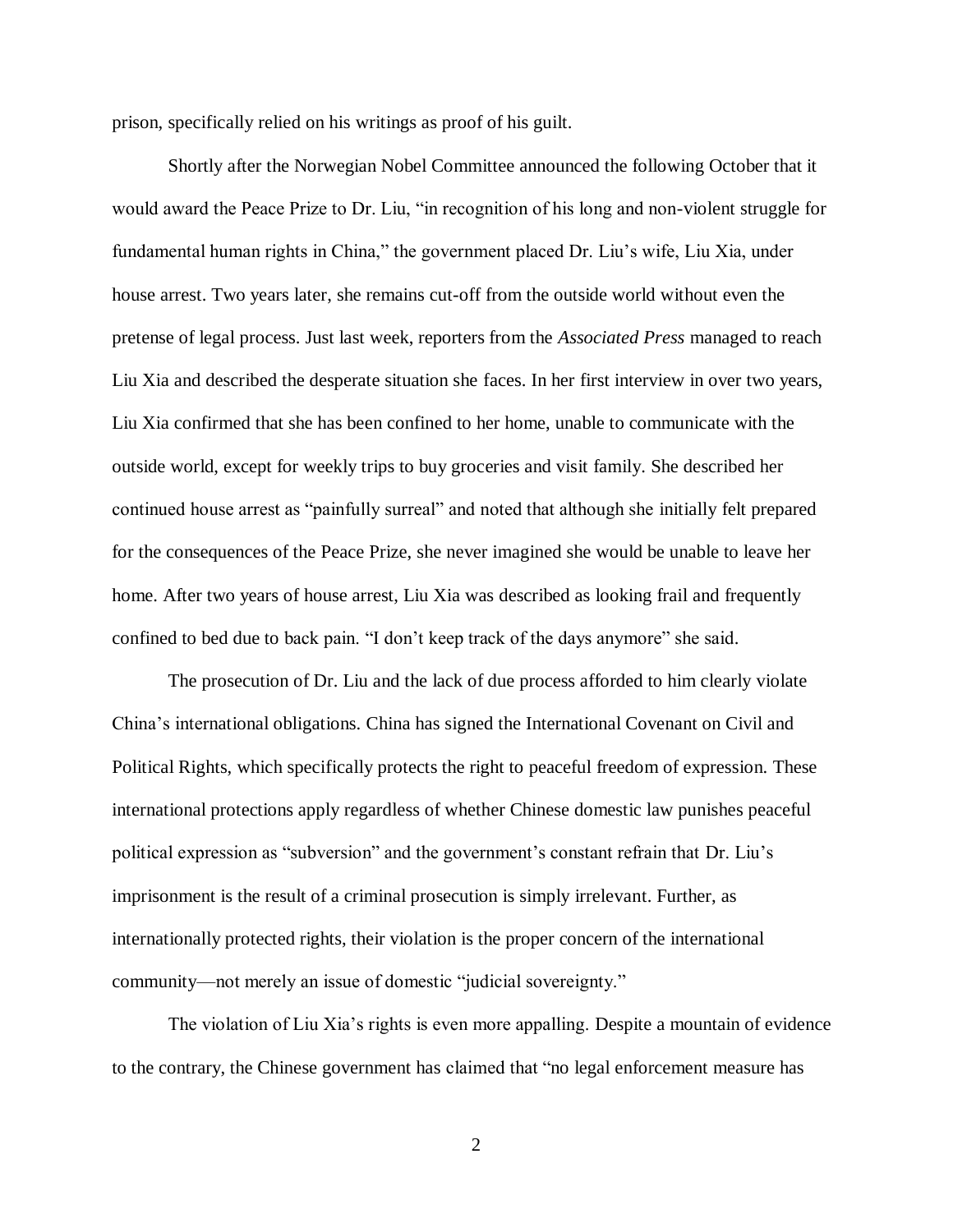prison, specifically relied on his writings as proof of his guilt.

Shortly after the Norwegian Nobel Committee announced the following October that it would award the Peace Prize to Dr. Liu, "in recognition of his long and non-violent struggle for fundamental human rights in China," the government placed Dr. Liu's wife, Liu Xia, under house arrest. Two years later, she remains cut-off from the outside world without even the pretense of legal process. Just last week, reporters from the *Associated Press* managed to reach Liu Xia and described the desperate situation she faces. In her first interview in over two years, Liu Xia confirmed that she has been confined to her home, unable to communicate with the outside world, except for weekly trips to buy groceries and visit family. She described her continued house arrest as "painfully surreal" and noted that although she initially felt prepared for the consequences of the Peace Prize, she never imagined she would be unable to leave her home. After two years of house arrest, Liu Xia was described as looking frail and frequently confined to bed due to back pain. "I don't keep track of the days anymore" she said.

The prosecution of Dr. Liu and the lack of due process afforded to him clearly violate China's international obligations. China has signed the International Covenant on Civil and Political Rights, which specifically protects the right to peaceful freedom of expression. These international protections apply regardless of whether Chinese domestic law punishes peaceful political expression as "subversion" and the government's constant refrain that Dr. Liu's imprisonment is the result of a criminal prosecution is simply irrelevant. Further, as internationally protected rights, their violation is the proper concern of the international community—not merely an issue of domestic "judicial sovereignty."

The violation of Liu Xia's rights is even more appalling. Despite a mountain of evidence to the contrary, the Chinese government has claimed that "no legal enforcement measure has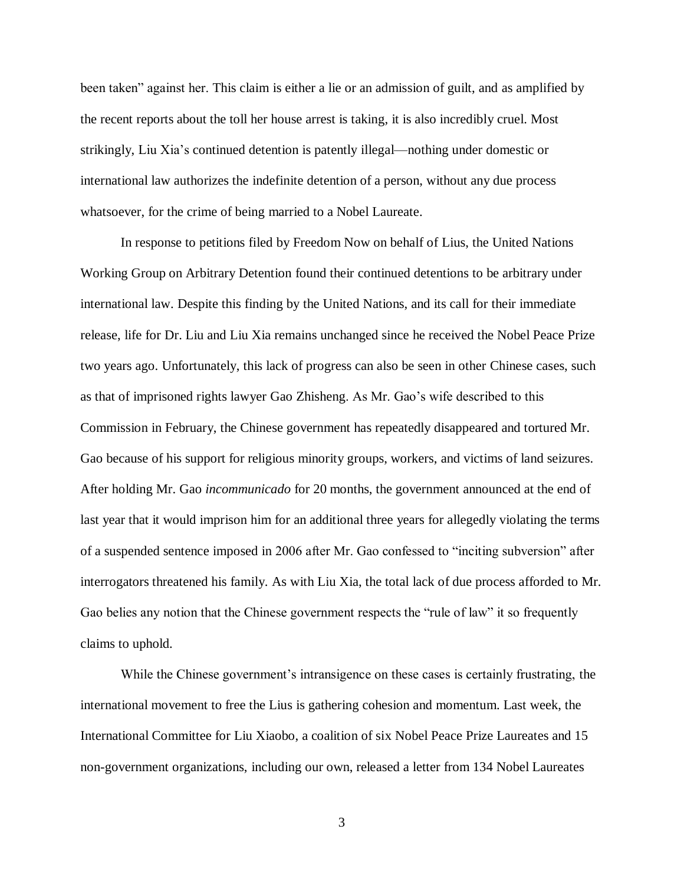been taken" against her. This claim is either a lie or an admission of guilt, and as amplified by the recent reports about the toll her house arrest is taking, it is also incredibly cruel. Most strikingly, Liu Xia's continued detention is patently illegal—nothing under domestic or international law authorizes the indefinite detention of a person, without any due process whatsoever, for the crime of being married to a Nobel Laureate.

In response to petitions filed by Freedom Now on behalf of Lius, the United Nations Working Group on Arbitrary Detention found their continued detentions to be arbitrary under international law. Despite this finding by the United Nations, and its call for their immediate release, life for Dr. Liu and Liu Xia remains unchanged since he received the Nobel Peace Prize two years ago. Unfortunately, this lack of progress can also be seen in other Chinese cases, such as that of imprisoned rights lawyer Gao Zhisheng. As Mr. Gao's wife described to this Commission in February, the Chinese government has repeatedly disappeared and tortured Mr. Gao because of his support for religious minority groups, workers, and victims of land seizures. After holding Mr. Gao *incommunicado* for 20 months, the government announced at the end of last year that it would imprison him for an additional three years for allegedly violating the terms of a suspended sentence imposed in 2006 after Mr. Gao confessed to "inciting subversion" after interrogators threatened his family. As with Liu Xia, the total lack of due process afforded to Mr. Gao belies any notion that the Chinese government respects the "rule of law" it so frequently claims to uphold.

While the Chinese government's intransigence on these cases is certainly frustrating, the international movement to free the Lius is gathering cohesion and momentum. Last week, the International Committee for Liu Xiaobo, a coalition of six Nobel Peace Prize Laureates and 15 non-government organizations, including our own, released a letter from 134 Nobel Laureates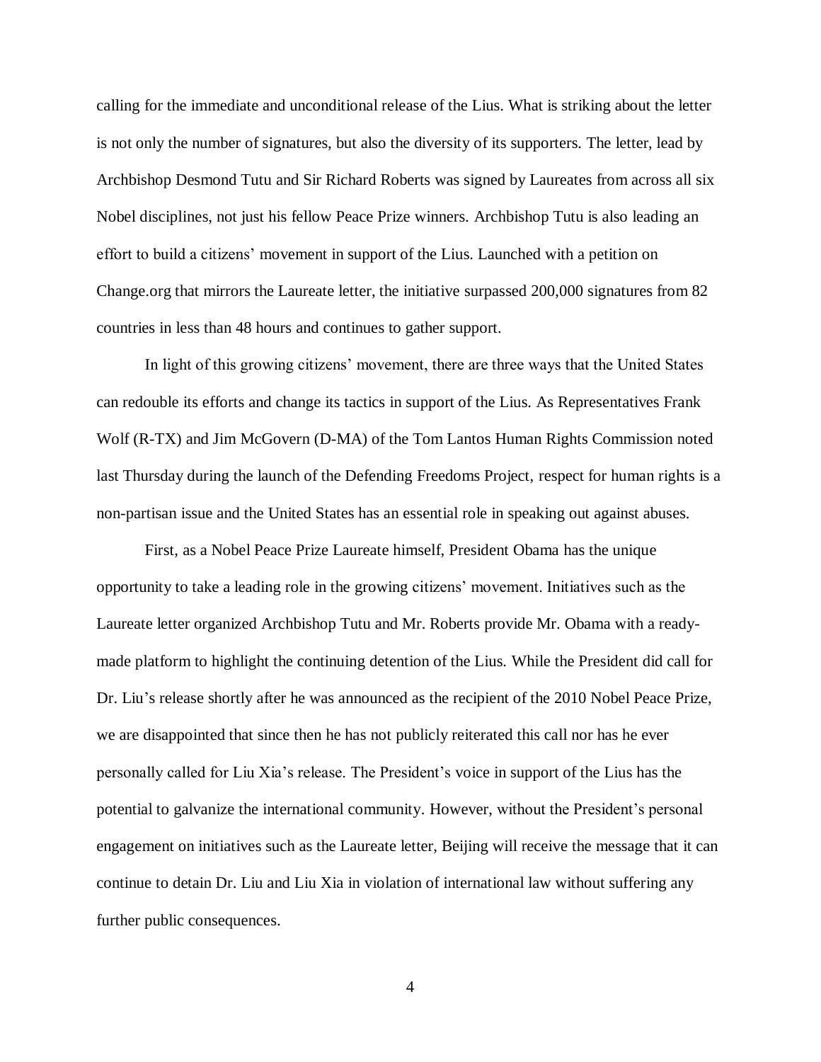calling for the immediate and unconditional release of the Lius. What is striking about the letter is not only the number of signatures, but also the diversity of its supporters. The letter, lead by Archbishop Desmond Tutu and Sir Richard Roberts was signed by Laureates from across all six Nobel disciplines, not just his fellow Peace Prize winners. Archbishop Tutu is also leading an effort to build a citizens' movement in support of the Lius. Launched with a petition on Change.org that mirrors the Laureate letter, the initiative surpassed 200,000 signatures from 82 countries in less than 48 hours and continues to gather support.

In light of this growing citizens' movement, there are three ways that the United States can redouble its efforts and change its tactics in support of the Lius. As Representatives Frank Wolf (R-TX) and Jim McGovern (D-MA) of the Tom Lantos Human Rights Commission noted last Thursday during the launch of the Defending Freedoms Project, respect for human rights is a non-partisan issue and the United States has an essential role in speaking out against abuses.

First, as a Nobel Peace Prize Laureate himself, President Obama has the unique opportunity to take a leading role in the growing citizens' movement. Initiatives such as the Laureate letter organized Archbishop Tutu and Mr. Roberts provide Mr. Obama with a ready-made platform to highlight the continuing detention of the Lius. While the President did call for Dr. Liu's release shortly after he was announced as the recipient of the 2010 Nobel Peace Prize, we are disappointed that since then he has not publicly reiterated this call nor has he ever personally called for Liu Xia's release. The President's voice in support of the Lius has the potential to galvanize the international community. However, without the President's personal engagement on initiatives such as the Laureate letter, Beijing will receive the message that it can continue to detain Dr. Liu and Liu Xia in violation of international law without suffering any further public consequences.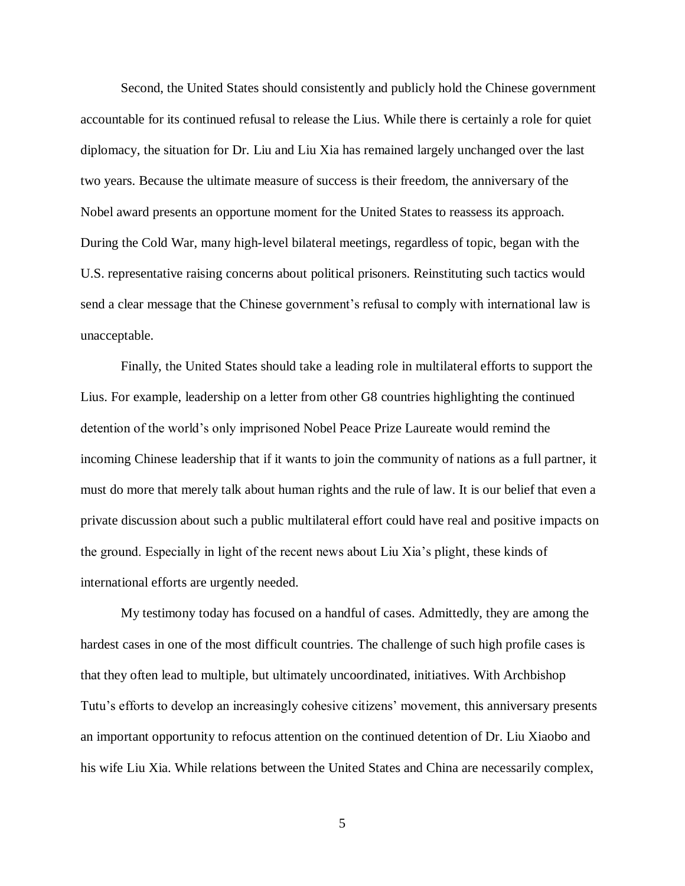Second, the United States should consistently and publicly hold the Chinese government accountable for its continued refusal to release the Lius. While there is certainly a role for quiet diplomacy, the situation for Dr. Liu and Liu Xia has remained largely unchanged over the last two years. Because the ultimate measure of success is their freedom, the anniversary of the Nobel award presents an opportune moment for the United States to reassess its approach. During the Cold War, many high-level bilateral meetings, regardless of topic, began with the U.S. representative raising concerns about political prisoners. Reinstituting such tactics would send a clear message that the Chinese government's refusal to comply with international law is unacceptable.

Finally, the United States should take a leading role in multilateral efforts to support the Lius. For example, leadership on a letter from other G8 countries highlighting the continued detention of the world's only imprisoned Nobel Peace Prize Laureate would remind the incoming Chinese leadership that if it wants to join the community of nations as a full partner, it must do more that merely talk about human rights and the rule of law. It is our belief that even a private discussion about such a public multilateral effort could have real and positive impacts on the ground. Especially in light of the recent news about Liu Xia's plight, these kinds of international efforts are urgently needed.

My testimony today has focused on a handful of cases. Admittedly, they are among the hardest cases in one of the most difficult countries. The challenge of such high profile cases is that they often lead to multiple, but ultimately uncoordinated, initiatives. With Archbishop Tutu's efforts to develop an increasingly cohesive citizens' movement, this anniversary presents an important opportunity to refocus attention on the continued detention of Dr. Liu Xiaobo and his wife Liu Xia. While relations between the United States and China are necessarily complex,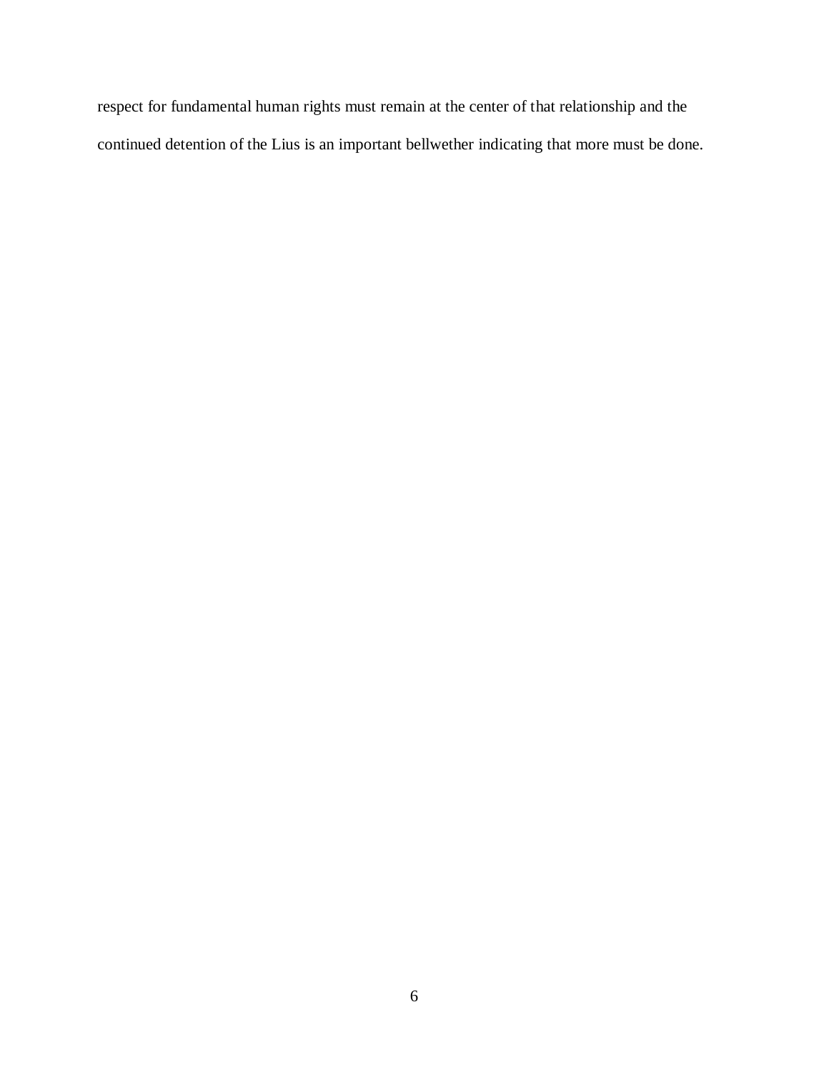respect for fundamental human rights must remain at the center of that relationship and the continued detention of the Lius is an important bellwether indicating that more must be done.